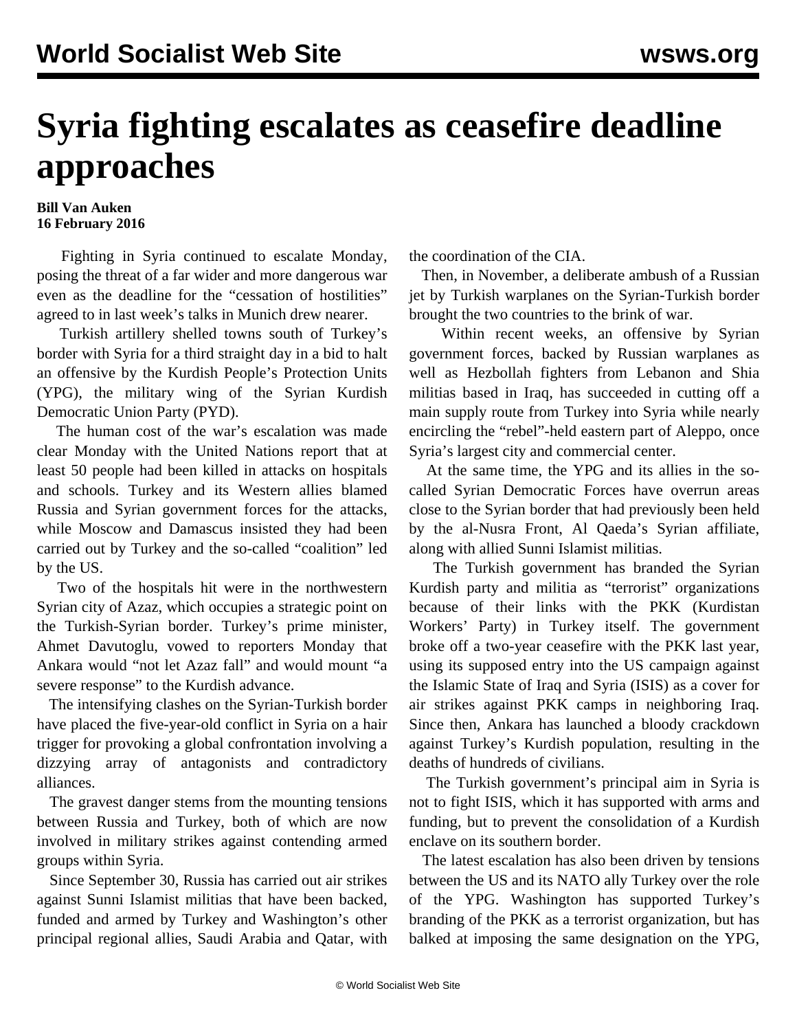# Syria fighting escalates as ceasefire deadline approaches

**Bill Van Auken**
**16 February 2016**

Fighting in Syria continued to escalate Monday, posing the threat of a far wider and more dangerous war even as the deadline for the "cessation of hostilities" agreed to in last week's talks in Munich drew nearer.

Turkish artillery shelled towns south of Turkey's border with Syria for a third straight day in a bid to halt an offensive by the Kurdish People's Protection Units (YPG), the military wing of the Syrian Kurdish Democratic Union Party (PYD).

The human cost of the war's escalation was made clear Monday with the United Nations report that at least 50 people had been killed in attacks on hospitals and schools. Turkey and its Western allies blamed Russia and Syrian government forces for the attacks, while Moscow and Damascus insisted they had been carried out by Turkey and the so-called "coalition" led by the US.

Two of the hospitals hit were in the northwestern Syrian city of Azaz, which occupies a strategic point on the Turkish-Syrian border. Turkey's prime minister, Ahmet Davutoglu, vowed to reporters Monday that Ankara would "not let Azaz fall" and would mount "a severe response" to the Kurdish advance.

The intensifying clashes on the Syrian-Turkish border have placed the five-year-old conflict in Syria on a hair trigger for provoking a global confrontation involving a dizzying array of antagonists and contradictory alliances.

The gravest danger stems from the mounting tensions between Russia and Turkey, both of which are now involved in military strikes against contending armed groups within Syria.

Since September 30, Russia has carried out air strikes against Sunni Islamist militias that have been backed, funded and armed by Turkey and Washington's other principal regional allies, Saudi Arabia and Qatar, with the coordination of the CIA.

Then, in November, a deliberate ambush of a Russian jet by Turkish warplanes on the Syrian-Turkish border brought the two countries to the brink of war.

Within recent weeks, an offensive by Syrian government forces, backed by Russian warplanes as well as Hezbollah fighters from Lebanon and Shia militias based in Iraq, has succeeded in cutting off a main supply route from Turkey into Syria while nearly encircling the "rebel"-held eastern part of Aleppo, once Syria's largest city and commercial center.

At the same time, the YPG and its allies in the so-called Syrian Democratic Forces have overrun areas close to the Syrian border that had previously been held by the al-Nusra Front, Al Qaeda's Syrian affiliate, along with allied Sunni Islamist militias.

The Turkish government has branded the Syrian Kurdish party and militia as "terrorist" organizations because of their links with the PKK (Kurdistan Workers' Party) in Turkey itself. The government broke off a two-year ceasefire with the PKK last year, using its supposed entry into the US campaign against the Islamic State of Iraq and Syria (ISIS) as a cover for air strikes against PKK camps in neighboring Iraq. Since then, Ankara has launched a bloody crackdown against Turkey's Kurdish population, resulting in the deaths of hundreds of civilians.

The Turkish government's principal aim in Syria is not to fight ISIS, which it has supported with arms and funding, but to prevent the consolidation of a Kurdish enclave on its southern border.

The latest escalation has also been driven by tensions between the US and its NATO ally Turkey over the role of the YPG. Washington has supported Turkey's branding of the PKK as a terrorist organization, but has balked at imposing the same designation on the YPG,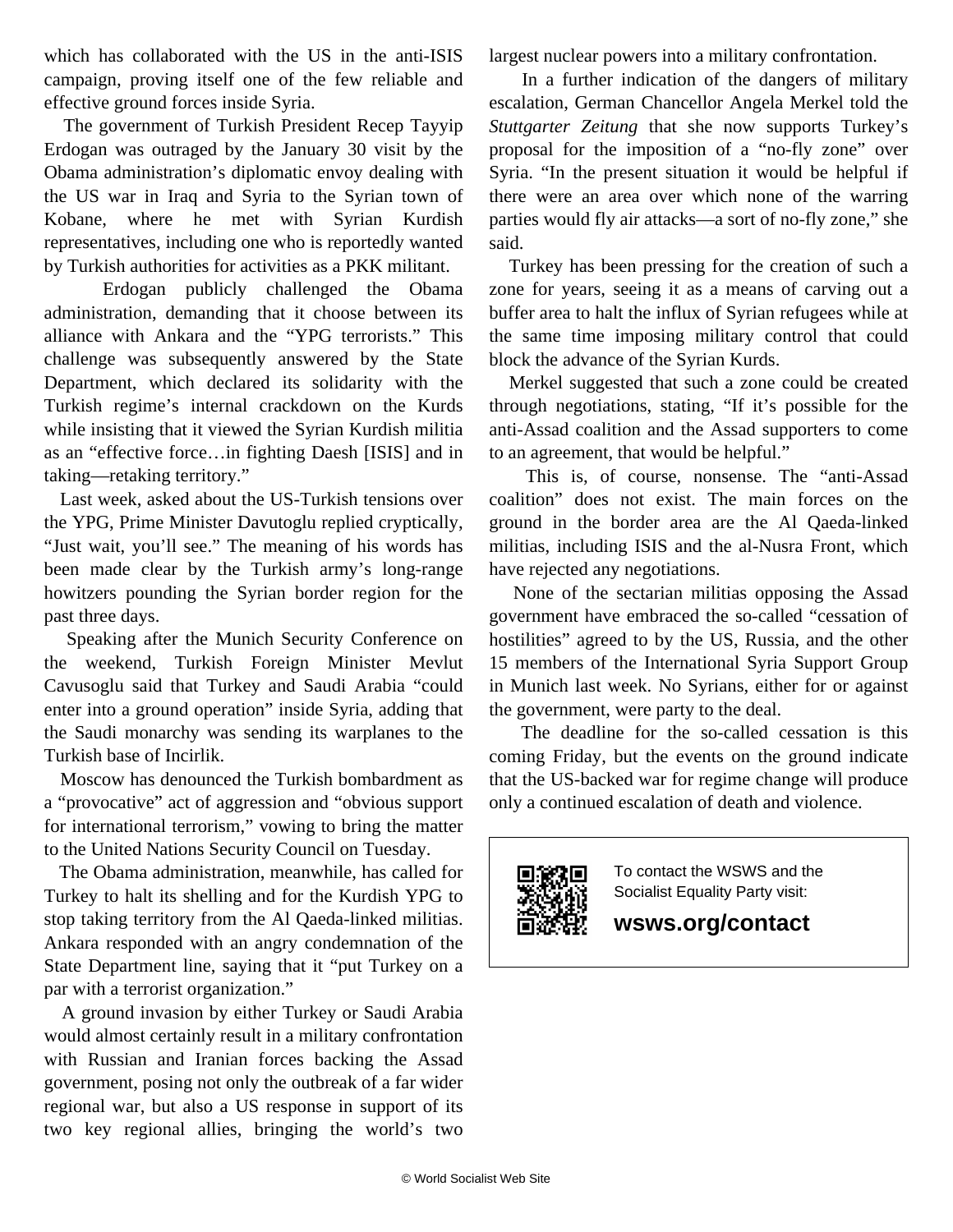which has collaborated with the US in the anti-ISIS campaign, proving itself one of the few reliable and effective ground forces inside Syria.

The government of Turkish President Recep Tayyip Erdogan was outraged by the January 30 visit by the Obama administration's diplomatic envoy dealing with the US war in Iraq and Syria to the Syrian town of Kobane, where he met with Syrian Kurdish representatives, including one who is reportedly wanted by Turkish authorities for activities as a PKK militant.

Erdogan publicly challenged the Obama administration, demanding that it choose between its alliance with Ankara and the "YPG terrorists." This challenge was subsequently answered by the State Department, which declared its solidarity with the Turkish regime's internal crackdown on the Kurds while insisting that it viewed the Syrian Kurdish militia as an "effective force…in fighting Daesh [ISIS] and in taking—retaking territory."

Last week, asked about the US-Turkish tensions over the YPG, Prime Minister Davutoglu replied cryptically, "Just wait, you'll see." The meaning of his words has been made clear by the Turkish army's long-range howitzers pounding the Syrian border region for the past three days.

Speaking after the Munich Security Conference on the weekend, Turkish Foreign Minister Mevlut Cavusoglu said that Turkey and Saudi Arabia "could enter into a ground operation" inside Syria, adding that the Saudi monarchy was sending its warplanes to the Turkish base of Incirlik.

Moscow has denounced the Turkish bombardment as a "provocative" act of aggression and "obvious support for international terrorism," vowing to bring the matter to the United Nations Security Council on Tuesday.

The Obama administration, meanwhile, has called for Turkey to halt its shelling and for the Kurdish YPG to stop taking territory from the Al Qaeda-linked militias. Ankara responded with an angry condemnation of the State Department line, saying that it "put Turkey on a par with a terrorist organization."

A ground invasion by either Turkey or Saudi Arabia would almost certainly result in a military confrontation with Russian and Iranian forces backing the Assad government, posing not only the outbreak of a far wider regional war, but also a US response in support of its two key regional allies, bringing the world's two largest nuclear powers into a military confrontation.

In a further indication of the dangers of military escalation, German Chancellor Angela Merkel told the *Stuttgarter Zeitung* that she now supports Turkey's proposal for the imposition of a "no-fly zone" over Syria. "In the present situation it would be helpful if there were an area over which none of the warring parties would fly air attacks—a sort of no-fly zone," she said.

Turkey has been pressing for the creation of such a zone for years, seeing it as a means of carving out a buffer area to halt the influx of Syrian refugees while at the same time imposing military control that could block the advance of the Syrian Kurds.

Merkel suggested that such a zone could be created through negotiations, stating, "If it's possible for the anti-Assad coalition and the Assad supporters to come to an agreement, that would be helpful."

This is, of course, nonsense. The "anti-Assad coalition" does not exist. The main forces on the ground in the border area are the Al Qaeda-linked militias, including ISIS and the al-Nusra Front, which have rejected any negotiations.

None of the sectarian militias opposing the Assad government have embraced the so-called "cessation of hostilities" agreed to by the US, Russia, and the other 15 members of the International Syria Support Group in Munich last week. No Syrians, either for or against the government, were party to the deal.

The deadline for the so-called cessation is this coming Friday, but the events on the ground indicate that the US-backed war for regime change will produce only a continued escalation of death and violence.

To contact the WSWS and the Socialist Equality Party visit:

**wsws.org/contact**